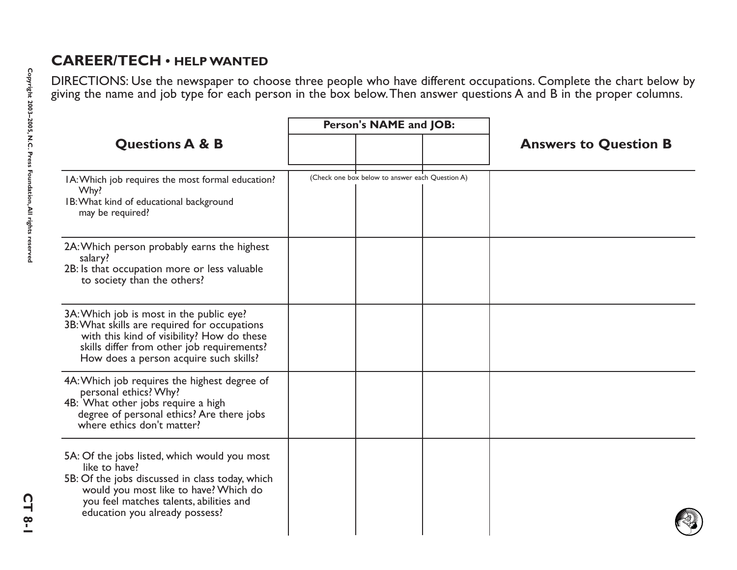## CAREER/TECH • HELP WANTED

DIRECTIONS: Use the newspaper to choose three people who have different occupations. Complete the chart below by giving the name and job type for each person in the box below. Then answer questions A and B in the proper columns.

| Questions A & B | Person's NAME and JOB: | | | Answers to Question B |
|---|---|---|---|---|
| | | | | |
| 1A: Which job requires the most formal education? Why?<br>1B: What kind of educational background may be required? | (Check one box below to answer each Question A) | | | |
| 2A: Which person probably earns the highest salary?<br>2B: Is that occupation more or less valuable to society than the others? | | | | |
| 3A: Which job is most in the public eye?<br>3B: What skills are required for occupations with this kind of visibility? How do these skills differ from other job requirements? How does a person acquire such skills? | | | | |
| 4A: Which job requires the highest degree of personal ethics? Why?<br>4B: What other jobs require a high degree of personal ethics? Are there jobs where ethics don't matter? | | | | |
| 5A: Of the jobs listed, which would you most like to have?<br>5B: Of the jobs discussed in class today, which would you most like to have? Which do you feel matches talents, abilities and education you already possess? | | | | |

Copyright 2003–2005, N.C. Press Foundation, All rights reserved

CT 8-1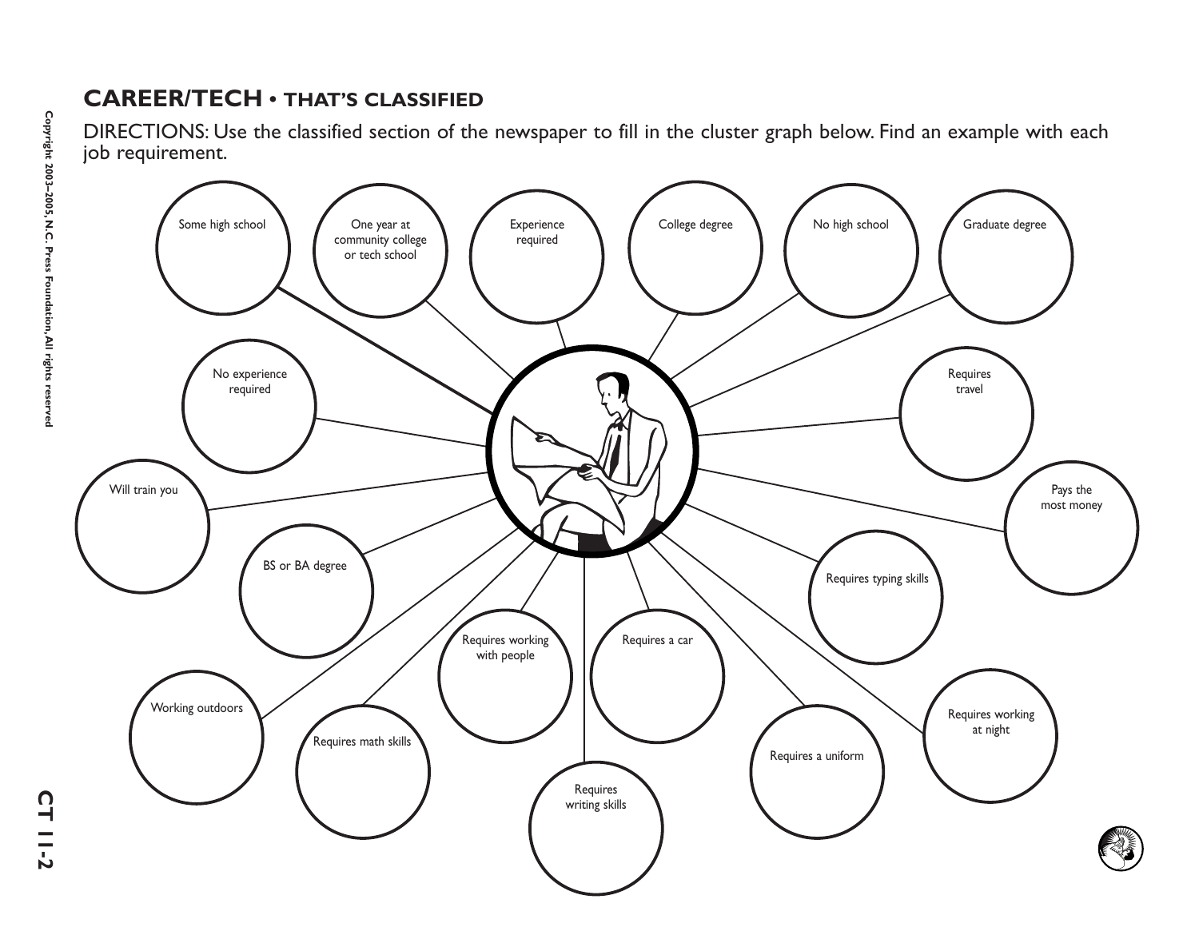## CAREER/TECH • THAT'S CLASSIFIED

DIRECTIONS: Use the classified section of the newspaper to fill in the cluster graph below. Find an example with each job requirement.

- Some high school
- One year at community college or tech school
- Experience required
- College degree
- No high school
- Graduate degree
- No experience required
- Requires travel
- Will train you
- Pays the most money
- BS or BA degree
- Requires typing skills
- Requires working with people
- Requires a car
- Working outdoors
- Requires working at night
- Requires math skills
- Requires a uniform
- Requires writing skills

Copyright 2003–2005, N.C. Press Foundation, All rights reserved

CT 11-2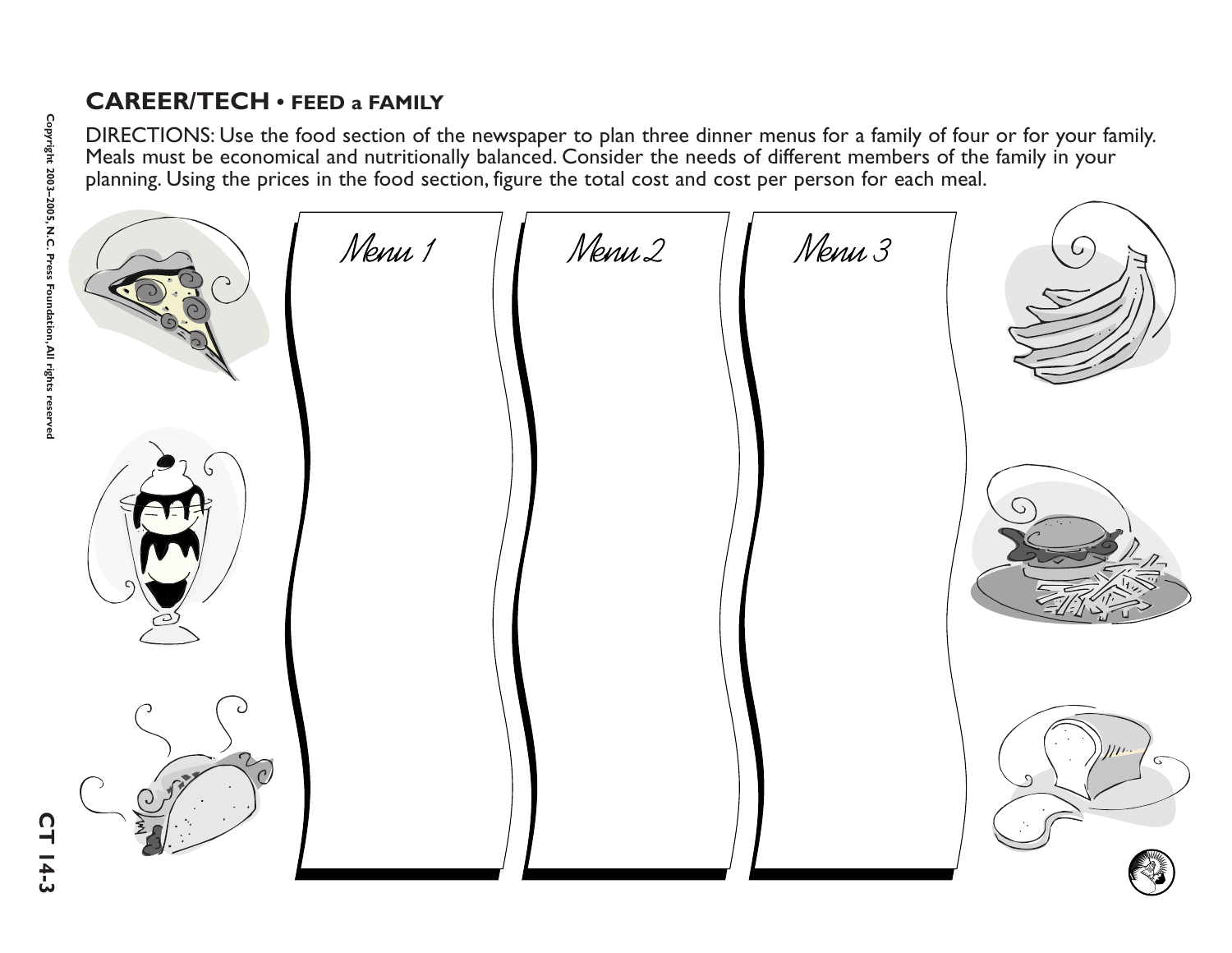## CAREER/TECH • FEED a FAMILY

DIRECTIONS: Use the food section of the newspaper to plan three dinner menus for a family of four or for your family. Meals must be economical and nutritionally balanced. Consider the needs of different members of the family in your planning. Using the prices in the food section, figure the total cost and cost per person for each meal.

*Menu 1*

*Menu 2*

*Menu 3*

Copyright 2003–2005, N.C. Press Foundation, All rights reserved

CT 14-3